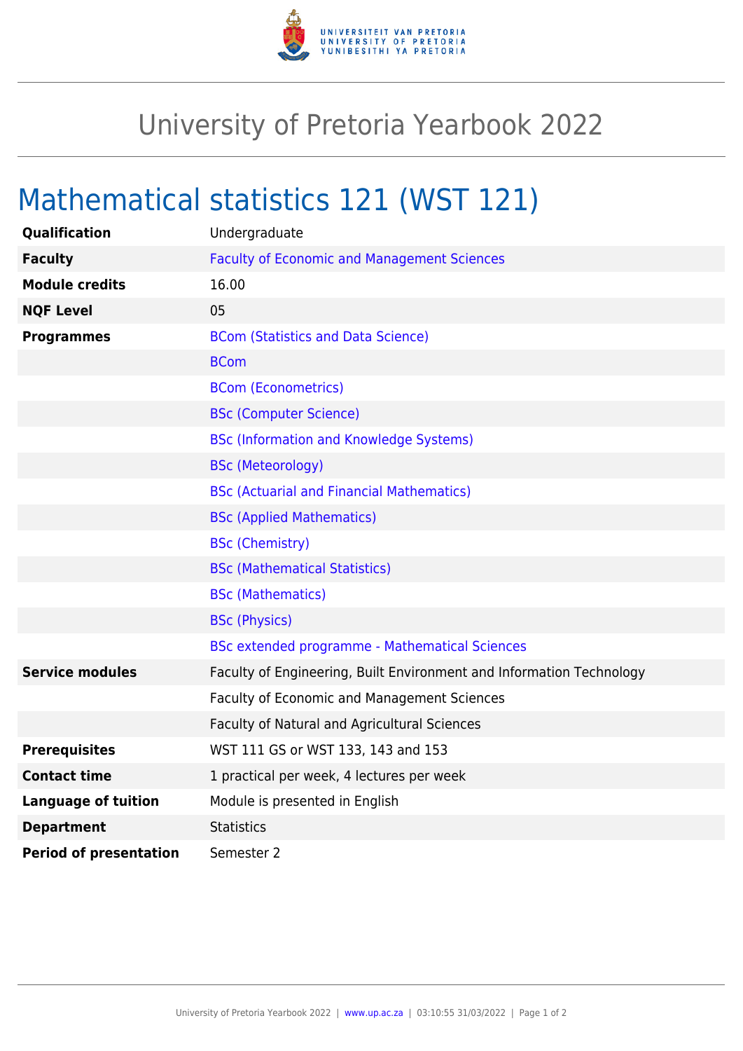# University of Pretoria Yearbook 2022

## Mathematical statistics 121 (WST 121)

| | |
|---|---|
| **Qualification** | Undergraduate |
| **Faculty** | Faculty of Economic and Management Sciences |
| **Module credits** | 16.00 |
| **NQF Level** | 05 |
| **Programmes** | BCom (Statistics and Data Science) |
| | BCom |
| | BCom (Econometrics) |
| | BSc (Computer Science) |
| | BSc (Information and Knowledge Systems) |
| | BSc (Meteorology) |
| | BSc (Actuarial and Financial Mathematics) |
| | BSc (Applied Mathematics) |
| | BSc (Chemistry) |
| | BSc (Mathematical Statistics) |
| | BSc (Mathematics) |
| | BSc (Physics) |
| | BSc extended programme - Mathematical Sciences |
| **Service modules** | Faculty of Engineering, Built Environment and Information Technology |
| | Faculty of Economic and Management Sciences |
| | Faculty of Natural and Agricultural Sciences |
| **Prerequisites** | WST 111 GS or WST 133, 143 and 153 |
| **Contact time** | 1 practical per week, 4 lectures per week |
| **Language of tuition** | Module is presented in English |
| **Department** | Statistics |
| **Period of presentation** | Semester 2 |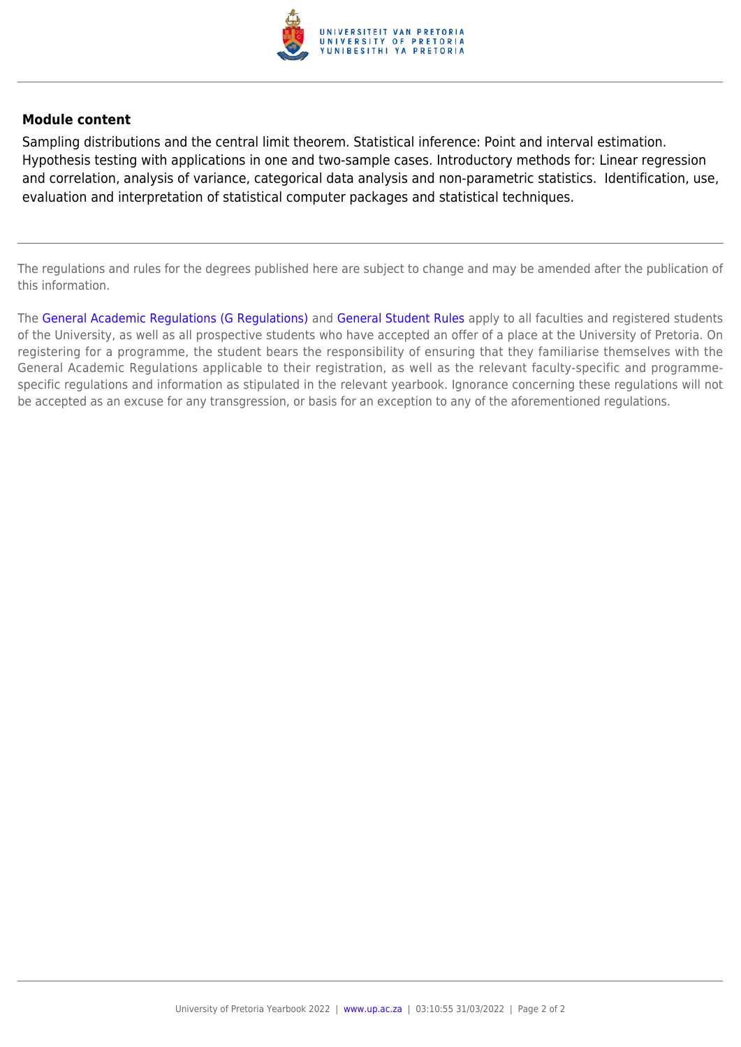### Module content

Sampling distributions and the central limit theorem. Statistical inference: Point and interval estimation. Hypothesis testing with applications in one and two-sample cases. Introductory methods for: Linear regression and correlation, analysis of variance, categorical data analysis and non-parametric statistics. Identification, use, evaluation and interpretation of statistical computer packages and statistical techniques.

---

The regulations and rules for the degrees published here are subject to change and may be amended after the publication of this information.

The General Academic Regulations (G Regulations) and General Student Rules apply to all faculties and registered students of the University, as well as all prospective students who have accepted an offer of a place at the University of Pretoria. On registering for a programme, the student bears the responsibility of ensuring that they familiarise themselves with the General Academic Regulations applicable to their registration, as well as the relevant faculty-specific and programme-specific regulations and information as stipulated in the relevant yearbook. Ignorance concerning these regulations will not be accepted as an excuse for any transgression, or basis for an exception to any of the aforementioned regulations.